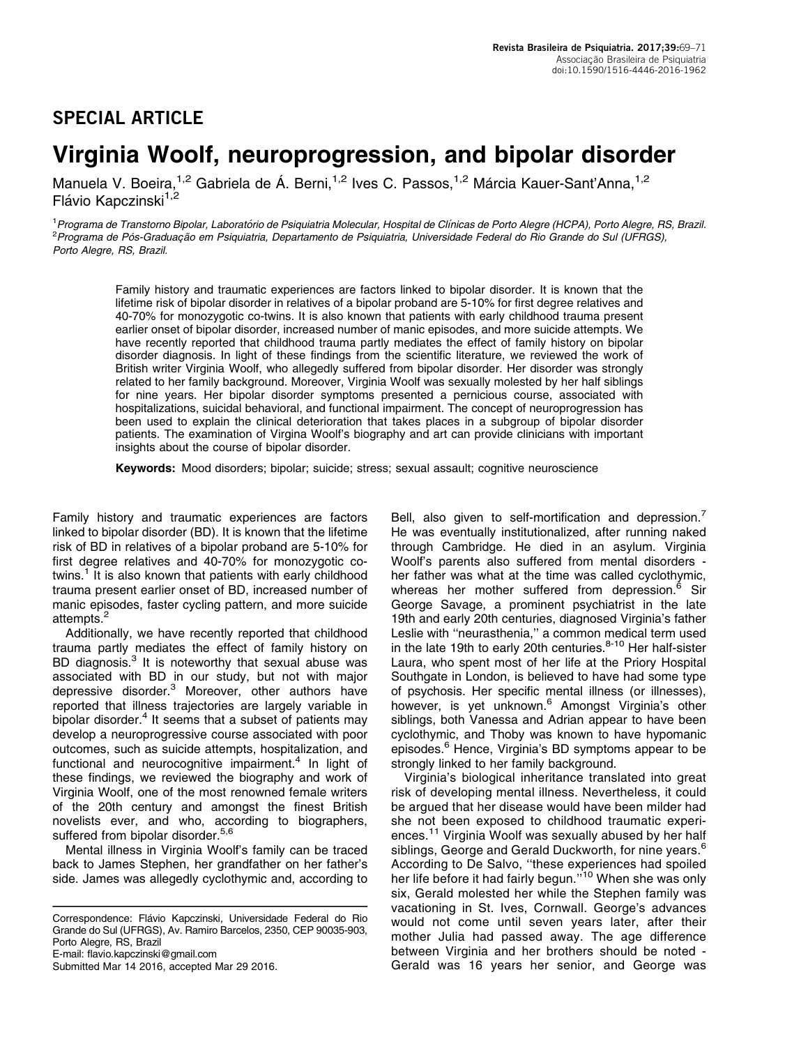SPECIAL ARTICLE

# Virginia Woolf, neuroprogression, and bipolar disorder

Manuela V. Boeira,[1,2] Gabriela de Á. Berni,[1,2] Ives C. Passos,[1,2] Márcia Kauer-Sant'Anna,[1,2] Flávio Kapczinski[1,2]

[1]*Programa de Transtorno Bipolar, Laboratório de Psiquiatria Molecular, Hospital de Clínicas de Porto Alegre (HCPA), Porto Alegre, RS, Brazil.* [2]*Programa de Pós-Graduação em Psiquiatria, Departamento de Psiquiatria, Universidade Federal do Rio Grande do Sul (UFRGS), Porto Alegre, RS, Brazil.*

Family history and traumatic experiences are factors linked to bipolar disorder. It is known that the lifetime risk of bipolar disorder in relatives of a bipolar proband are 5-10% for first degree relatives and 40-70% for monozygotic co-twins. It is also known that patients with early childhood trauma present earlier onset of bipolar disorder, increased number of manic episodes, and more suicide attempts. We have recently reported that childhood trauma partly mediates the effect of family history on bipolar disorder diagnosis. In light of these findings from the scientific literature, we reviewed the work of British writer Virginia Woolf, who allegedly suffered from bipolar disorder. Her disorder was strongly related to her family background. Moreover, Virginia Woolf was sexually molested by her half siblings for nine years. Her bipolar disorder symptoms presented a pernicious course, associated with hospitalizations, suicidal behavioral, and functional impairment. The concept of neuroprogression has been used to explain the clinical deterioration that takes places in a subgroup of bipolar disorder patients. The examination of Virgina Woolf's biography and art can provide clinicians with important insights about the course of bipolar disorder.

**Keywords:** Mood disorders; bipolar; suicide; stress; sexual assault; cognitive neuroscience

Family history and traumatic experiences are factors linked to bipolar disorder (BD). It is known that the lifetime risk of BD in relatives of a bipolar proband are 5-10% for first degree relatives and 40-70% for monozygotic co-twins.[1] It is also known that patients with early childhood trauma present earlier onset of BD, increased number of manic episodes, faster cycling pattern, and more suicide attempts.[2]

Additionally, we have recently reported that childhood trauma partly mediates the effect of family history on BD diagnosis.[3] It is noteworthy that sexual abuse was associated with BD in our study, but not with major depressive disorder.[3] Moreover, other authors have reported that illness trajectories are largely variable in bipolar disorder.[4] It seems that a subset of patients may develop a neuroprogressive course associated with poor outcomes, such as suicide attempts, hospitalization, and functional and neurocognitive impairment.[4] In light of these findings, we reviewed the biography and work of Virginia Woolf, one of the most renowned female writers of the 20th century and amongst the finest British novelists ever, and who, according to biographers, suffered from bipolar disorder.[5,6]

Mental illness in Virginia Woolf's family can be traced back to James Stephen, her grandfather on her father's side. James was allegedly cyclothymic and, according to Bell, also given to self-mortification and depression.[7] He was eventually institutionalized, after running naked through Cambridge. He died in an asylum. Virginia Woolf's parents also suffered from mental disorders - her father was what at the time was called cyclothymic, whereas her mother suffered from depression.[6] Sir George Savage, a prominent psychiatrist in the late 19th and early 20th centuries, diagnosed Virginia's father Leslie with ''neurasthenia,'' a common medical term used in the late 19th to early 20th centuries.[8-10] Her half-sister Laura, who spent most of her life at the Priory Hospital Southgate in London, is believed to have had some type of psychosis. Her specific mental illness (or illnesses), however, is yet unknown.[6] Amongst Virginia's other siblings, both Vanessa and Adrian appear to have been cyclothymic, and Thoby was known to have hypomanic episodes.[6] Hence, Virginia's BD symptoms appear to be strongly linked to her family background.

Virginia's biological inheritance translated into great risk of developing mental illness. Nevertheless, it could be argued that her disease would have been milder had she not been exposed to childhood traumatic experiences.[11] Virginia Woolf was sexually abused by her half siblings, George and Gerald Duckworth, for nine years.[6] According to De Salvo, ''these experiences had spoiled her life before it had fairly begun.''[10] When she was only six, Gerald molested her while the Stephen family was vacationing in St. Ives, Cornwall. George's advances would not come until seven years later, after their mother Julia had passed away. The age difference between Virginia and her brothers should be noted - Gerald was 16 years her senior, and George was

Correspondence: Flávio Kapczinski, Universidade Federal do Rio Grande do Sul (UFRGS), Av. Ramiro Barcelos, 2350, CEP 90035-903, Porto Alegre, RS, Brazil
E-mail: flavio.kapczinski@gmail.com
Submitted Mar 14 2016, accepted Mar 29 2016.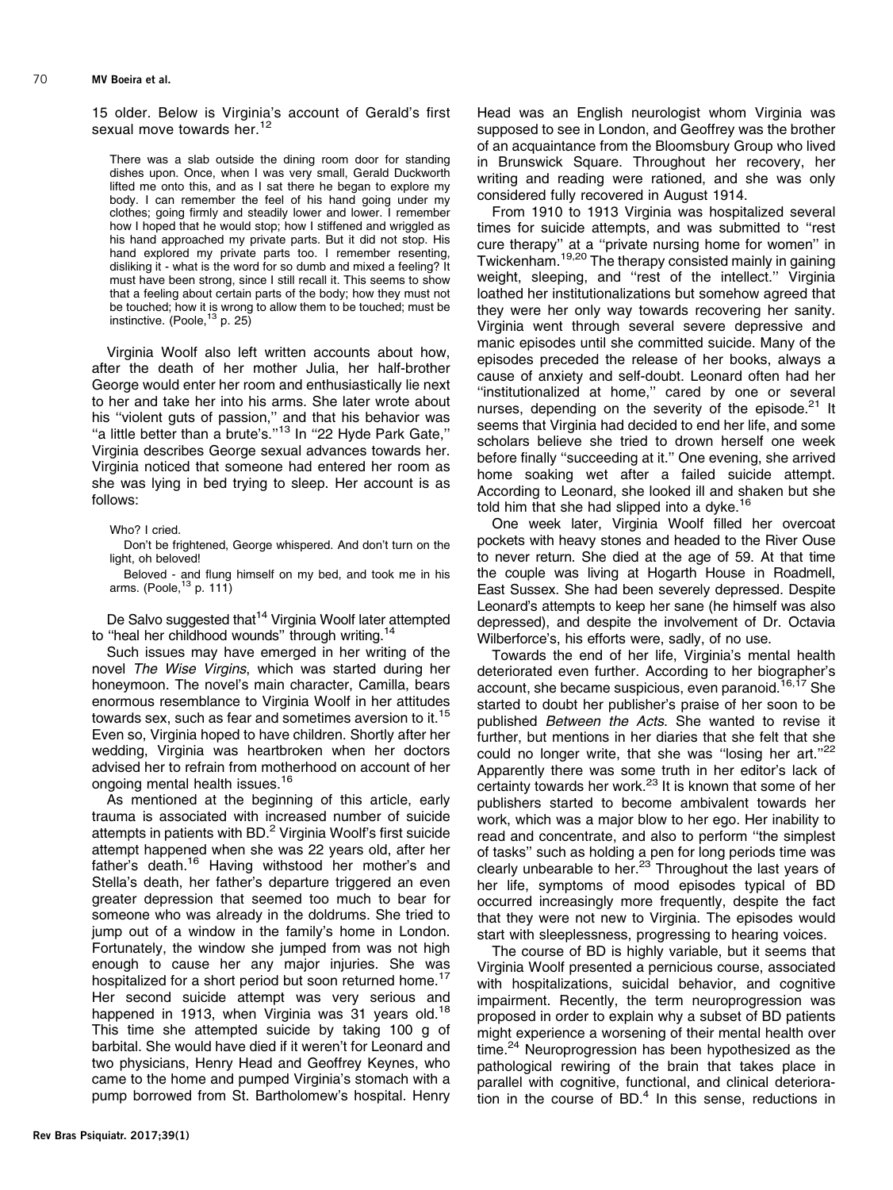15 older. Below is Virginia's account of Gerald's first sexual move towards her.[12]

> There was a slab outside the dining room door for standing dishes upon. Once, when I was very small, Gerald Duckworth lifted me onto this, and as I sat there he began to explore my body. I can remember the feel of his hand going under my clothes; going firmly and steadily lower and lower. I remember how I hoped that he would stop; how I stiffened and wriggled as his hand approached my private parts. But it did not stop. His hand explored my private parts too. I remember resenting, disliking it - what is the word for so dumb and mixed a feeling? It must have been strong, since I still recall it. This seems to show that a feeling about certain parts of the body; how they must not be touched; how it is wrong to allow them to be touched; must be instinctive. (Poole,[13] p. 25)

Virginia Woolf also left written accounts about how, after the death of her mother Julia, her half-brother George would enter her room and enthusiastically lie next to her and take her into his arms. She later wrote about his ''violent guts of passion,'' and that his behavior was ''a little better than a brute's.''[13] In ''22 Hyde Park Gate,'' Virginia describes George sexual advances towards her. Virginia noticed that someone had entered her room as she was lying in bed trying to sleep. Her account is as follows:

> Who? I cried.
>
> Don't be frightened, George whispered. And don't turn on the light, oh beloved!
>
> Beloved - and flung himself on my bed, and took me in his arms. (Poole,[13] p. 111)

De Salvo suggested that[14] Virginia Woolf later attempted to ''heal her childhood wounds'' through writing.[14]

Such issues may have emerged in her writing of the novel *The Wise Virgins*, which was started during her honeymoon. The novel's main character, Camilla, bears enormous resemblance to Virginia Woolf in her attitudes towards sex, such as fear and sometimes aversion to it.[15] Even so, Virginia hoped to have children. Shortly after her wedding, Virginia was heartbroken when her doctors advised her to refrain from motherhood on account of her ongoing mental health issues.[16]

As mentioned at the beginning of this article, early trauma is associated with increased number of suicide attempts in patients with BD.[2] Virginia Woolf's first suicide attempt happened when she was 22 years old, after her father's death.[16] Having withstood her mother's and Stella's death, her father's departure triggered an even greater depression that seemed too much to bear for someone who was already in the doldrums. She tried to jump out of a window in the family's home in London. Fortunately, the window she jumped from was not high enough to cause her any major injuries. She was hospitalized for a short period but soon returned home.[17] Her second suicide attempt was very serious and happened in 1913, when Virginia was 31 years old.[18] This time she attempted suicide by taking 100 g of barbital. She would have died if it weren't for Leonard and two physicians, Henry Head and Geoffrey Keynes, who came to the home and pumped Virginia's stomach with a pump borrowed from St. Bartholomew's hospital. Henry Head was an English neurologist whom Virginia was supposed to see in London, and Geoffrey was the brother of an acquaintance from the Bloomsbury Group who lived in Brunswick Square. Throughout her recovery, her writing and reading were rationed, and she was only considered fully recovered in August 1914.

From 1910 to 1913 Virginia was hospitalized several times for suicide attempts, and was submitted to ''rest cure therapy'' at a ''private nursing home for women'' in Twickenham.[19,20] The therapy consisted mainly in gaining weight, sleeping, and ''rest of the intellect.'' Virginia loathed her institutionalizations but somehow agreed that they were her only way towards recovering her sanity. Virginia went through several severe depressive and manic episodes until she committed suicide. Many of the episodes preceded the release of her books, always a cause of anxiety and self-doubt. Leonard often had her ''institutionalized at home,'' cared by one or several nurses, depending on the severity of the episode.[21] It seems that Virginia had decided to end her life, and some scholars believe she tried to drown herself one week before finally ''succeeding at it.'' One evening, she arrived home soaking wet after a failed suicide attempt. According to Leonard, she looked ill and shaken but she told him that she had slipped into a dyke.[16]

One week later, Virginia Woolf filled her overcoat pockets with heavy stones and headed to the River Ouse to never return. She died at the age of 59. At that time the couple was living at Hogarth House in Roadmell, East Sussex. She had been severely depressed. Despite Leonard's attempts to keep her sane (he himself was also depressed), and despite the involvement of Dr. Octavia Wilberforce's, his efforts were, sadly, of no use.

Towards the end of her life, Virginia's mental health deteriorated even further. According to her biographer's account, she became suspicious, even paranoid.[16,17] She started to doubt her publisher's praise of her soon to be published *Between the Acts*. She wanted to revise it further, but mentions in her diaries that she felt that she could no longer write, that she was ''losing her art.''[22] Apparently there was some truth in her editor's lack of certainty towards her work.[23] It is known that some of her publishers started to become ambivalent towards her work, which was a major blow to her ego. Her inability to read and concentrate, and also to perform ''the simplest of tasks'' such as holding a pen for long periods time was clearly unbearable to her.[23] Throughout the last years of her life, symptoms of mood episodes typical of BD occurred increasingly more frequently, despite the fact that they were not new to Virginia. The episodes would start with sleeplessness, progressing to hearing voices.

The course of BD is highly variable, but it seems that Virginia Woolf presented a pernicious course, associated with hospitalizations, suicidal behavior, and cognitive impairment. Recently, the term neuroprogression was proposed in order to explain why a subset of BD patients might experience a worsening of their mental health over time.[24] Neuroprogression has been hypothesized as the pathological rewiring of the brain that takes place in parallel with cognitive, functional, and clinical deterioration in the course of BD.[4] In this sense, reductions in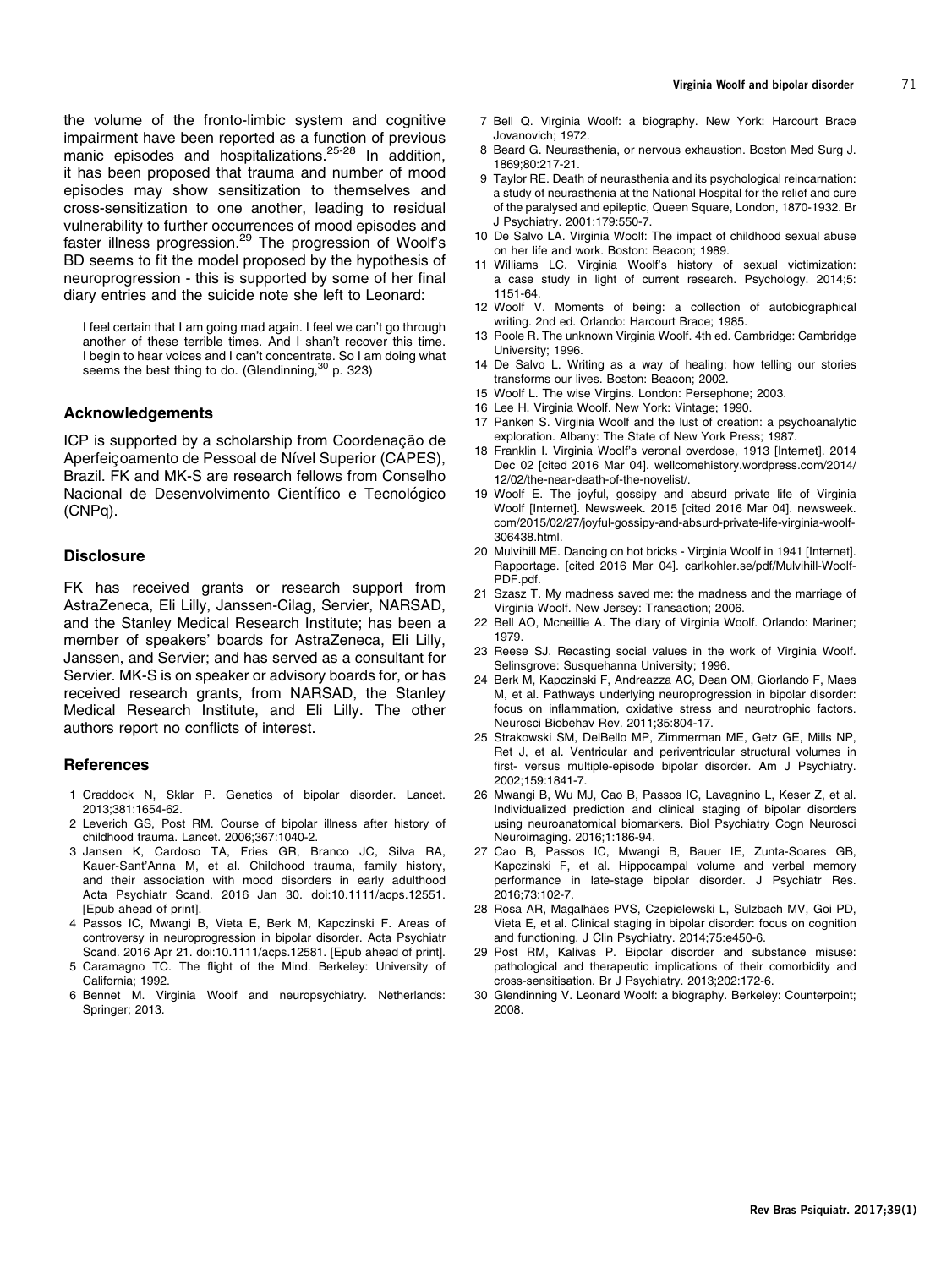the volume of the fronto-limbic system and cognitive impairment have been reported as a function of previous manic episodes and hospitalizations.[25-28] In addition, it has been proposed that trauma and number of mood episodes may show sensitization to themselves and cross-sensitization to one another, leading to residual vulnerability to further occurrences of mood episodes and faster illness progression.[29] The progression of Woolf's BD seems to fit the model proposed by the hypothesis of neuroprogression - this is supported by some of her final diary entries and the suicide note she left to Leonard:

> I feel certain that I am going mad again. I feel we can't go through another of these terrible times. And I shan't recover this time. I begin to hear voices and I can't concentrate. So I am doing what seems the best thing to do. (Glendinning,[30] p. 323)

## Acknowledgements

ICP is supported by a scholarship from Coordenação de Aperfeiçoamento de Pessoal de Nível Superior (CAPES), Brazil. FK and MK-S are research fellows from Conselho Nacional de Desenvolvimento Científico e Tecnológico (CNPq).

## Disclosure

FK has received grants or research support from AstraZeneca, Eli Lilly, Janssen-Cilag, Servier, NARSAD, and the Stanley Medical Research Institute; has been a member of speakers' boards for AstraZeneca, Eli Lilly, Janssen, and Servier; and has served as a consultant for Servier. MK-S is on speaker or advisory boards for, or has received research grants, from NARSAD, the Stanley Medical Research Institute, and Eli Lilly. The other authors report no conflicts of interest.

## References

1. Craddock N, Sklar P. Genetics of bipolar disorder. Lancet. 2013;381:1654-62.
2. Leverich GS, Post RM. Course of bipolar illness after history of childhood trauma. Lancet. 2006;367:1040-2.
3. Jansen K, Cardoso TA, Fries GR, Branco JC, Silva RA, Kauer-Sant'Anna M, et al. Childhood trauma, family history, and their association with mood disorders in early adulthood Acta Psychiatr Scand. 2016 Jan 30. doi:10.1111/acps.12551. [Epub ahead of print].
4. Passos IC, Mwangi B, Vieta E, Berk M, Kapczinski F. Areas of controversy in neuroprogression in bipolar disorder. Acta Psychiatr Scand. 2016 Apr 21. doi:10.1111/acps.12581. [Epub ahead of print].
5. Caramagno TC. The flight of the Mind. Berkeley: University of California; 1992.
6. Bennet M. Virginia Woolf and neuropsychiatry. Netherlands: Springer; 2013.
7. Bell Q. Virginia Woolf: a biography. New York: Harcourt Brace Jovanovich; 1972.
8. Beard G. Neurasthenia, or nervous exhaustion. Boston Med Surg J. 1869;80:217-21.
9. Taylor RE. Death of neurasthenia and its psychological reincarnation: a study of neurasthenia at the National Hospital for the relief and cure of the paralysed and epileptic, Queen Square, London, 1870-1932. Br J Psychiatry. 2001;179:550-7.
10. De Salvo LA. Virginia Woolf: The impact of childhood sexual abuse on her life and work. Boston: Beacon; 1989.
11. Williams LC. Virginia Woolf's history of sexual victimization: a case study in light of current research. Psychology. 2014;5: 1151-64.
12. Woolf V. Moments of being: a collection of autobiographical writing. 2nd ed. Orlando: Harcourt Brace; 1985.
13. Poole R. The unknown Virginia Woolf. 4th ed. Cambridge: Cambridge University; 1996.
14. De Salvo L. Writing as a way of healing: how telling our stories transforms our lives. Boston: Beacon; 2002.
15. Woolf L. The wise Virgins. London: Persephone; 2003.
16. Lee H. Virginia Woolf. New York: Vintage; 1990.
17. Panken S. Virginia Woolf and the lust of creation: a psychoanalytic exploration. Albany: The State of New York Press; 1987.
18. Franklin I. Virginia Woolf's veronal overdose, 1913 [Internet]. 2014 Dec 02 [cited 2016 Mar 04]. wellcomehistory.wordpress.com/2014/12/02/the-near-death-of-the-novelist/.
19. Woolf E. The joyful, gossipy and absurd private life of Virginia Woolf [Internet]. Newsweek. 2015 [cited 2016 Mar 04]. newsweek.com/2015/02/27/joyful-gossipy-and-absurd-private-life-virginia-woolf-306438.html.
20. Mulvihill ME. Dancing on hot bricks - Virginia Woolf in 1941 [Internet]. Rapportage. [cited 2016 Mar 04]. carlkohler.se/pdf/Mulvihill-Woolf-PDF.pdf.
21. Szasz T. My madness saved me: the madness and the marriage of Virginia Woolf. New Jersey: Transaction; 2006.
22. Bell AO, Mcneillie A. The diary of Virginia Woolf. Orlando: Mariner; 1979.
23. Reese SJ. Recasting social values in the work of Virginia Woolf. Selinsgrove: Susquehanna University; 1996.
24. Berk M, Kapczinski F, Andreazza AC, Dean OM, Giorlando F, Maes M, et al. Pathways underlying neuroprogression in bipolar disorder: focus on inflammation, oxidative stress and neurotrophic factors. Neurosci Biobehav Rev. 2011;35:804-17.
25. Strakowski SM, DelBello MP, Zimmerman ME, Getz GE, Mills NP, Ret J, et al. Ventricular and periventricular structural volumes in first- versus multiple-episode bipolar disorder. Am J Psychiatry. 2002;159:1841-7.
26. Mwangi B, Wu MJ, Cao B, Passos IC, Lavagnino L, Keser Z, et al. Individualized prediction and clinical staging of bipolar disorders using neuroanatomical biomarkers. Biol Psychiatry Cogn Neurosci Neuroimaging. 2016;1:186-94.
27. Cao B, Passos IC, Mwangi B, Bauer IE, Zunta-Soares GB, Kapczinski F, et al. Hippocampal volume and verbal memory performance in late-stage bipolar disorder. J Psychiatr Res. 2016;73:102-7.
28. Rosa AR, Magalhães PVS, Czepielewski L, Sulzbach MV, Goi PD, Vieta E, et al. Clinical staging in bipolar disorder: focus on cognition and functioning. J Clin Psychiatry. 2014;75:e450-6.
29. Post RM, Kalivas P. Bipolar disorder and substance misuse: pathological and therapeutic implications of their comorbidity and cross-sensitisation. Br J Psychiatry. 2013;202:172-6.
30. Glendinning V. Leonard Woolf: a biography. Berkeley: Counterpoint; 2008.